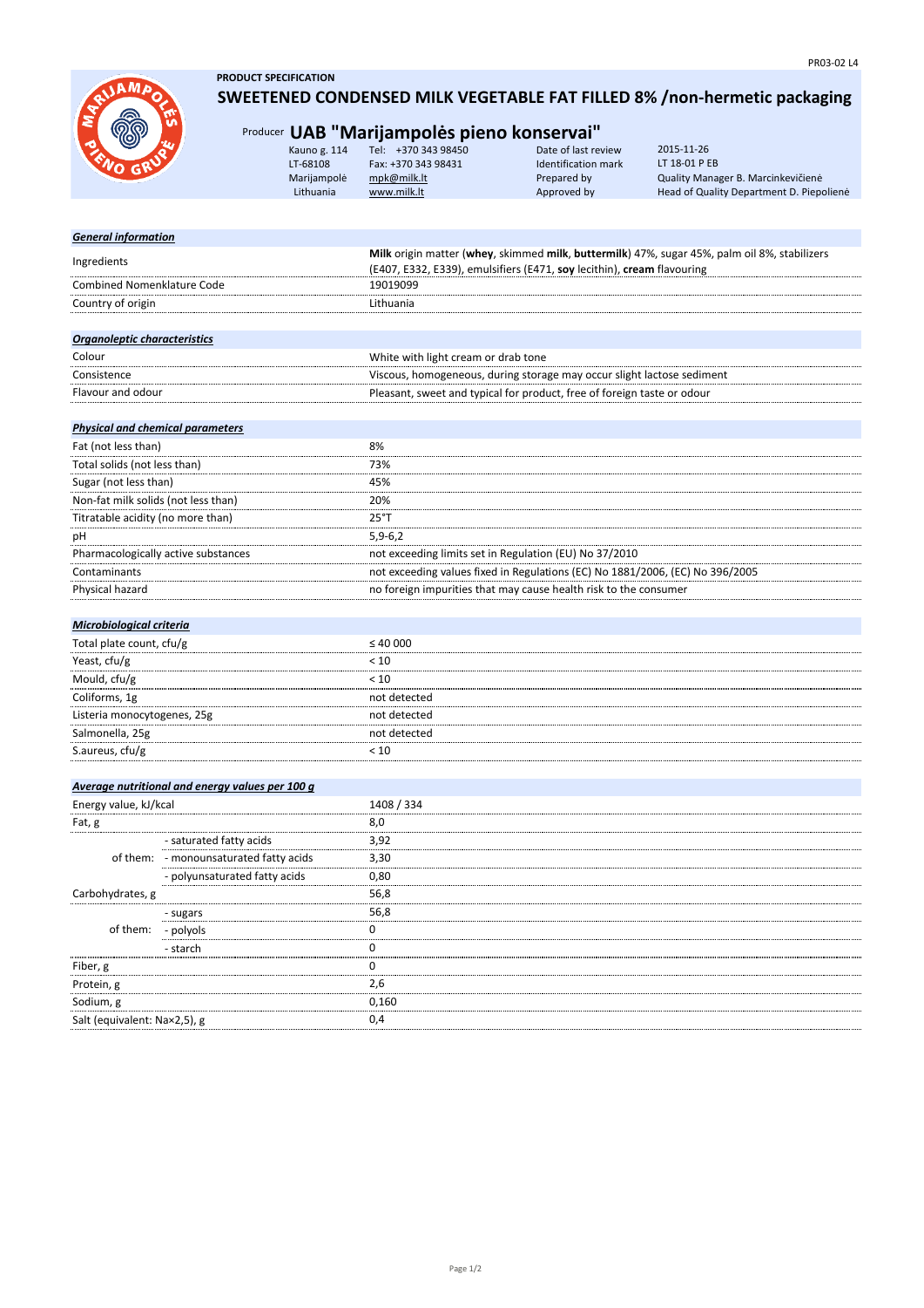PR03-02 L4

**PRODUCT SPECIFICATION**

# SWEETENED CONDENSED MILK VEGETABLE FAT FILLED 8% /non-hermetic packaging

Producer **UAB "Marijampolės pieno konservai"**

| | | | |
|---|---|---|---|
| Kauno g. 114 | Tel: +370 343 98450 | Date of last review | 2015-11-26 |
| LT-68108 | Fax: +370 343 98431 | Identification mark | LT 18-01 P EB |
| Marijampolė | mpk@milk.lt | Prepared by | Quality Manager B. Marcinkevičienė |
| Lithuania | www.milk.lt | Approved by | Head of Quality Department D. Piepolienė |

| ***General information*** | |
|---|---|
| Ingredients | **Milk** origin matter (**whey**, skimmed **milk**, **buttermilk**) 47%, sugar 45%, palm oil 8%, stabilizers (E407, E332, E339), emulsifiers (E471, **soy** lecithin), **cream** flavouring |
| Combined Nomenklature Code | 19019099 |
| Country of origin | Lithuania |

| ***Organoleptic characteristics*** | |
|---|---|
| Colour | White with light cream or drab tone |
| Consistence | Viscous, homogeneous, during storage may occur slight lactose sediment |
| Flavour and odour | Pleasant, sweet and typical for product, free of foreign taste or odour |

| ***Physical and chemical parameters*** | |
|---|---|
| Fat (not less than) | 8% |
| Total solids (not less than) | 73% |
| Sugar (not less than) | 45% |
| Non-fat milk solids (not less than) | 20% |
| Titratable acidity (no more than) | 25°T |
| pH | 5,9-6,2 |
| Pharmacologically active substances | not exceeding limits set in Regulation (EU) No 37/2010 |
| Contaminants | not exceeding values fixed in Regulations (EC) No 1881/2006, (EC) No 396/2005 |
| Physical hazard | no foreign impurities that may cause health risk to the consumer |

| ***Microbiological criteria*** | |
|---|---|
| Total plate count, cfu/g | ≤ 40 000 |
| Yeast, cfu/g | < 10 |
| Mould, cfu/g | < 10 |
| Coliforms, 1g | not detected |
| Listeria monocytogenes, 25g | not detected |
| Salmonella, 25g | not detected |
| S.aureus, cfu/g | < 10 |

| ***Average nutritional and energy values per 100 g*** | | |
|---|---|---|
| Energy value, kJ/kcal | | 1408 / 334 |
| Fat, g | | 8,0 |
| of them: | - saturated fatty acids | 3,92 |
| | - monounsaturated fatty acids | 3,30 |
| | - polyunsaturated fatty acids | 0,80 |
| Carbohydrates, g | | 56,8 |
| of them: | - sugars | 56,8 |
| | - polyols | 0 |
| | - starch | 0 |
| Fiber, g | | 0 |
| Protein, g | | 2,6 |
| Sodium, g | | 0,160 |
| Salt (equivalent: Na×2,5), g | | 0,4 |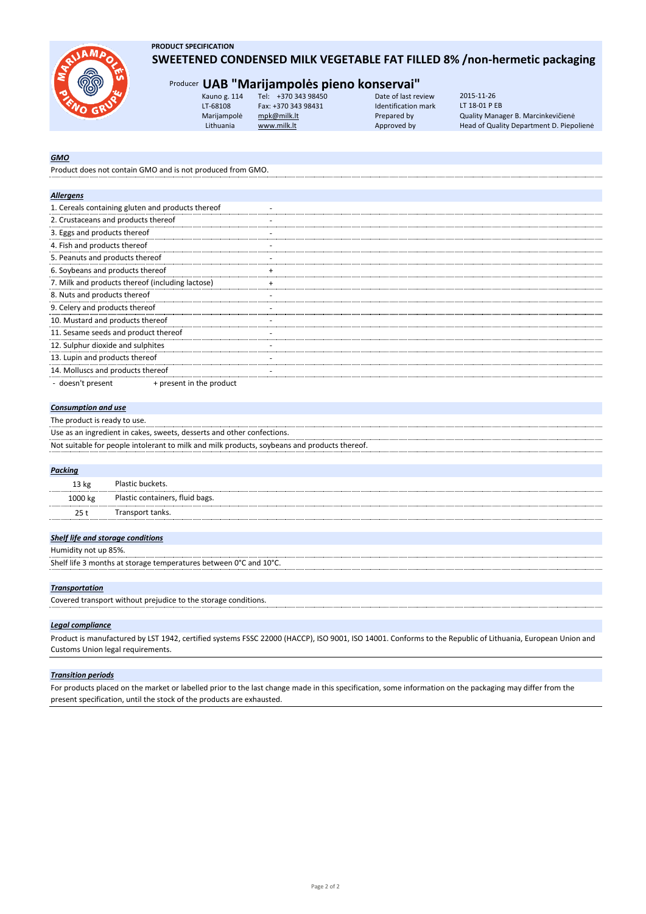**PRODUCT SPECIFICATION**

# SWEETENED CONDENSED MILK VEGETABLE FAT FILLED 8% /non-hermetic packaging

Producer **UAB "Marijampolės pieno konservai"**

| | | | |
|---|---|---|---|
| Kauno g. 114 | Tel: +370 343 98450 | Date of last review | 2015-11-26 |
| LT-68108 | Fax: +370 343 98431 | Identification mark | LT 18-01 P EB |
| Marijampolė | mpk@milk.lt | Prepared by | Quality Manager B. Marcinkevičienė |
| Lithuania | www.milk.lt | Approved by | Head of Quality Department D. Piepolienė |

***GMO***

Product does not contain GMO and is not produced from GMO.

***Allergens***

| | |
|---|---|
| 1. Cereals containing gluten and products thereof | - |
| 2. Crustaceans and products thereof | - |
| 3. Eggs and products thereof | - |
| 4. Fish and products thereof | - |
| 5. Peanuts and products thereof | - |
| 6. Soybeans and products thereof | + |
| 7. Milk and products thereof (including lactose) | + |
| 8. Nuts and products thereof | - |
| 9. Celery and products thereof | - |
| 10. Mustard and products thereof | - |
| 11. Sesame seeds and product thereof | - |
| 12. Sulphur dioxide and sulphites | - |
| 13. Lupin and products thereof | - |
| 14. Molluscs and products thereof | - |

- doesn't present + present in the product

***Consumption and use***

The product is ready to use.

Use as an ingredient in cakes, sweets, desserts and other confections.

Not suitable for people intolerant to milk and milk products, soybeans and products thereof.

***Packing***

| | |
|---|---|
| 13 kg | Plastic buckets. |
| 1000 kg | Plastic containers, fluid bags. |
| 25 t | Transport tanks. |

***Shelf life and storage conditions***

Humidity not up 85%.

Shelf life 3 months at storage temperatures between 0°C and 10°C.

***Transportation***

Covered transport without prejudice to the storage conditions.

***Legal compliance***

Product is manufactured by LST 1942, certified systems FSSC 22000 (HACCP), ISO 9001, ISO 14001. Conforms to the Republic of Lithuania, European Union and Customs Union legal requirements.

***Transition periods***

For products placed on the market or labelled prior to the last change made in this specification, some information on the packaging may differ from the present specification, until the stock of the products are exhausted.